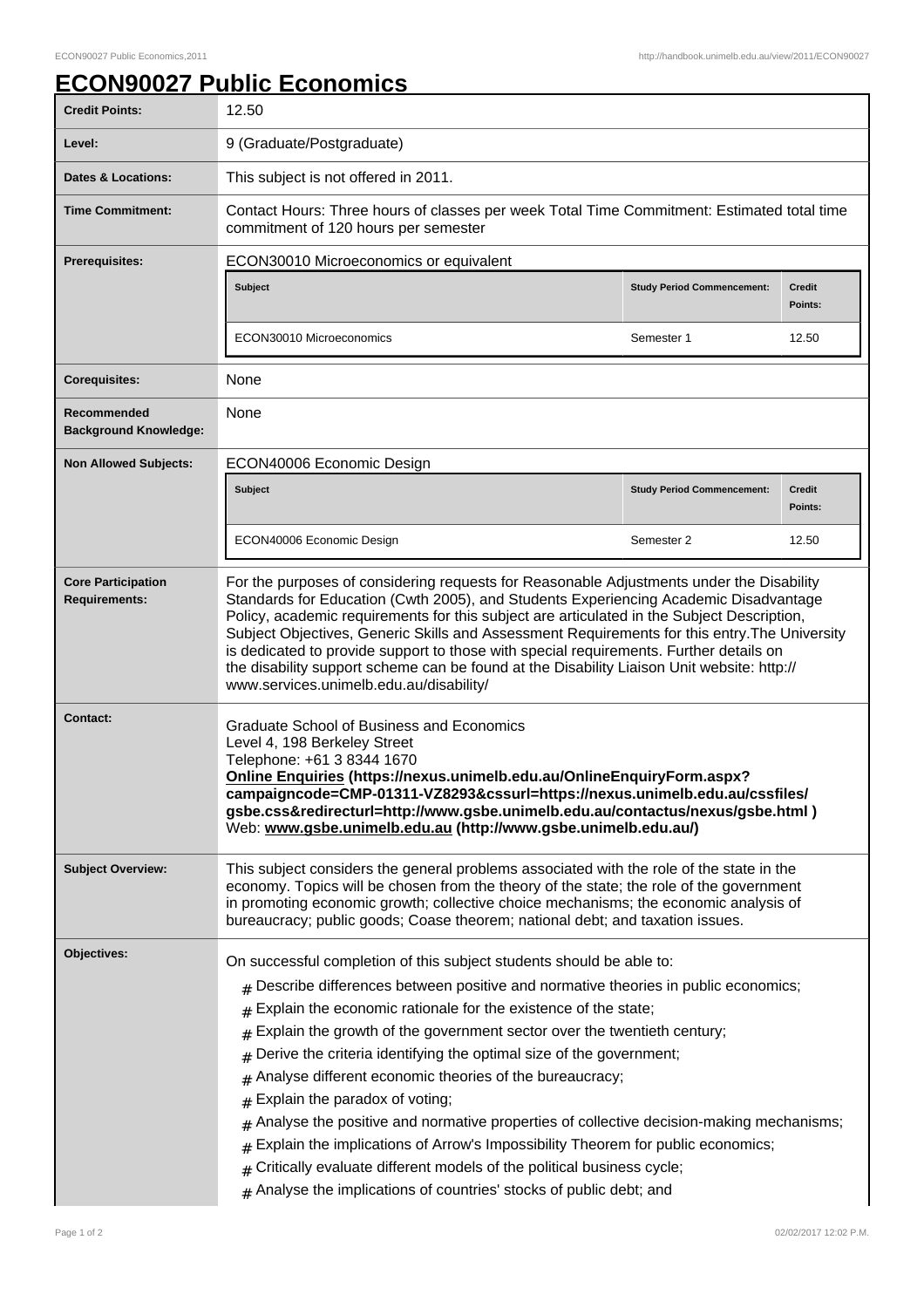# ECON90027 Public Economics

| | |
|---|---|
| **Credit Points:** | 12.50 |
| **Level:** | 9 (Graduate/Postgraduate) |
| **Dates & Locations:** | This subject is not offered in 2011. |
| **Time Commitment:** | Contact Hours: Three hours of classes per week Total Time Commitment: Estimated total time commitment of 120 hours per semester |
| **Prerequisites:** | ECON30010 Microeconomics or equivalent |
| **Corequisites:** | None |
| **Recommended Background Knowledge:** | None |
| **Non Allowed Subjects:** | ECON40006 Economic Design |

**Prerequisites:**

| Subject | Study Period Commencement: | Credit Points: |
|---|---|---|
| ECON30010 Microeconomics | Semester 1 | 12.50 |

**Non Allowed Subjects:**

| Subject | Study Period Commencement: | Credit Points: |
|---|---|---|
| ECON40006 Economic Design | Semester 2 | 12.50 |

**Core Participation Requirements:**

For the purposes of considering requests for Reasonable Adjustments under the Disability Standards for Education (Cwth 2005), and Students Experiencing Academic Disadvantage Policy, academic requirements for this subject are articulated in the Subject Description, Subject Objectives, Generic Skills and Assessment Requirements for this entry.The University is dedicated to provide support to those with special requirements. Further details on the disability support scheme can be found at the Disability Liaison Unit website: http://www.services.unimelb.edu.au/disability/

**Contact:**

Graduate School of Business and Economics
Level 4, 198 Berkeley Street
Telephone: +61 3 8344 1670
**Online Enquiries (https://nexus.unimelb.edu.au/OnlineEnquiryForm.aspx?campaigncode=CMP-01311-VZ8293&cssurl=https://nexus.unimelb.edu.au/cssfiles/gsbe.css&redirecturl=http://www.gsbe.unimelb.edu.au/contactus/nexus/gsbe.html )**
Web: **www.gsbe.unimelb.edu.au (http://www.gsbe.unimelb.edu.au/)**

**Subject Overview:**

This subject considers the general problems associated with the role of the state in the economy. Topics will be chosen from the theory of the state; the role of the government in promoting economic growth; collective choice mechanisms; the economic analysis of bureaucracy; public goods; Coase theorem; national debt; and taxation issues.

**Objectives:**

On successful completion of this subject students should be able to:

- Describe differences between positive and normative theories in public economics;
- Explain the economic rationale for the existence of the state;
- Explain the growth of the government sector over the twentieth century;
- Derive the criteria identifying the optimal size of the government;
- Analyse different economic theories of the bureaucracy;
- Explain the paradox of voting;
- Analyse the positive and normative properties of collective decision-making mechanisms;
- Explain the implications of Arrow's Impossibility Theorem for public economics;
- Critically evaluate different models of the political business cycle;
- Analyse the implications of countries' stocks of public debt; and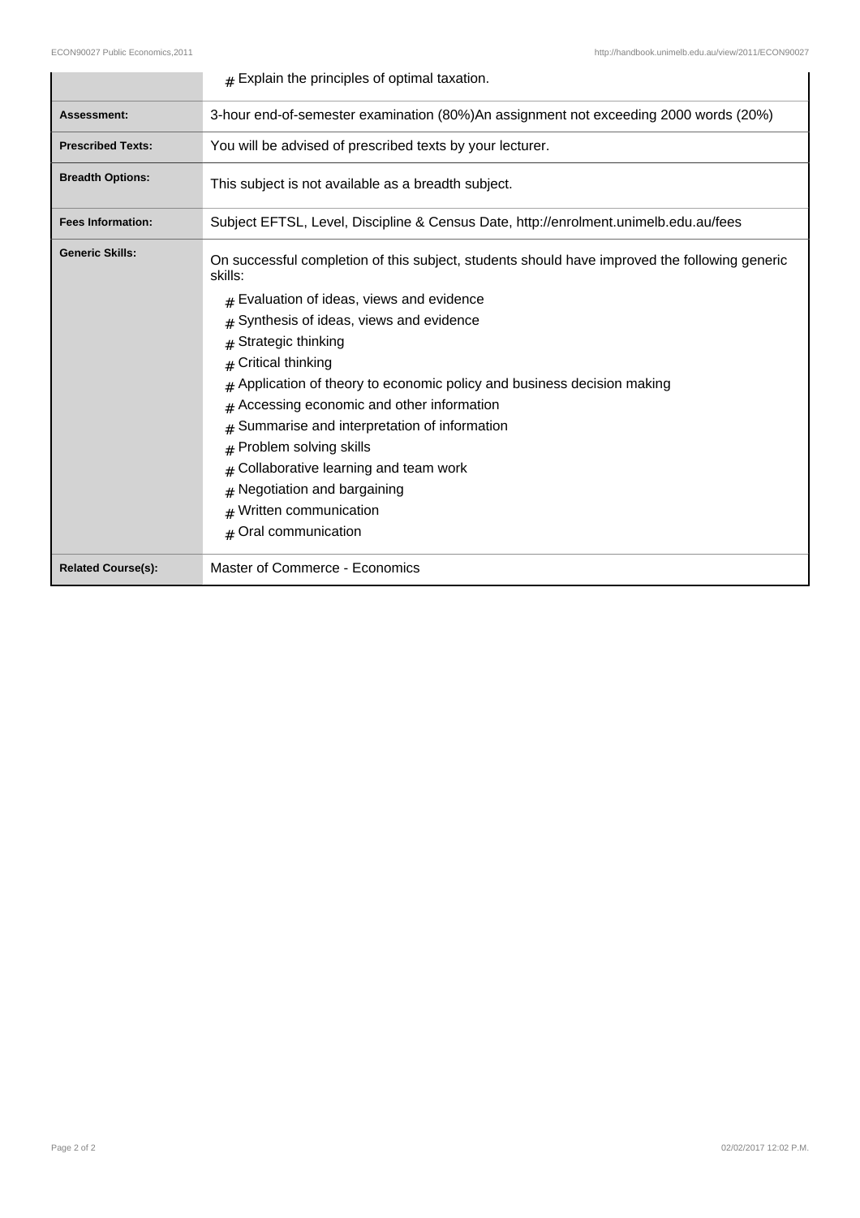| | |
|---|---|
| | # Explain the principles of optimal taxation. |
| **Assessment:** | 3-hour end-of-semester examination (80%)An assignment not exceeding 2000 words (20%) |
| **Prescribed Texts:** | You will be advised of prescribed texts by your lecturer. |
| **Breadth Options:** | This subject is not available as a breadth subject. |
| **Fees Information:** | Subject EFTSL, Level, Discipline & Census Date, http://enrolment.unimelb.edu.au/fees |
| **Generic Skills:** | On successful completion of this subject, students should have improved the following generic skills:<br># Evaluation of ideas, views and evidence<br># Synthesis of ideas, views and evidence<br># Strategic thinking<br># Critical thinking<br># Application of theory to economic policy and business decision making<br># Accessing economic and other information<br># Summarise and interpretation of information<br># Problem solving skills<br># Collaborative learning and team work<br># Negotiation and bargaining<br># Written communication<br># Oral communication |
| **Related Course(s):** | Master of Commerce - Economics |